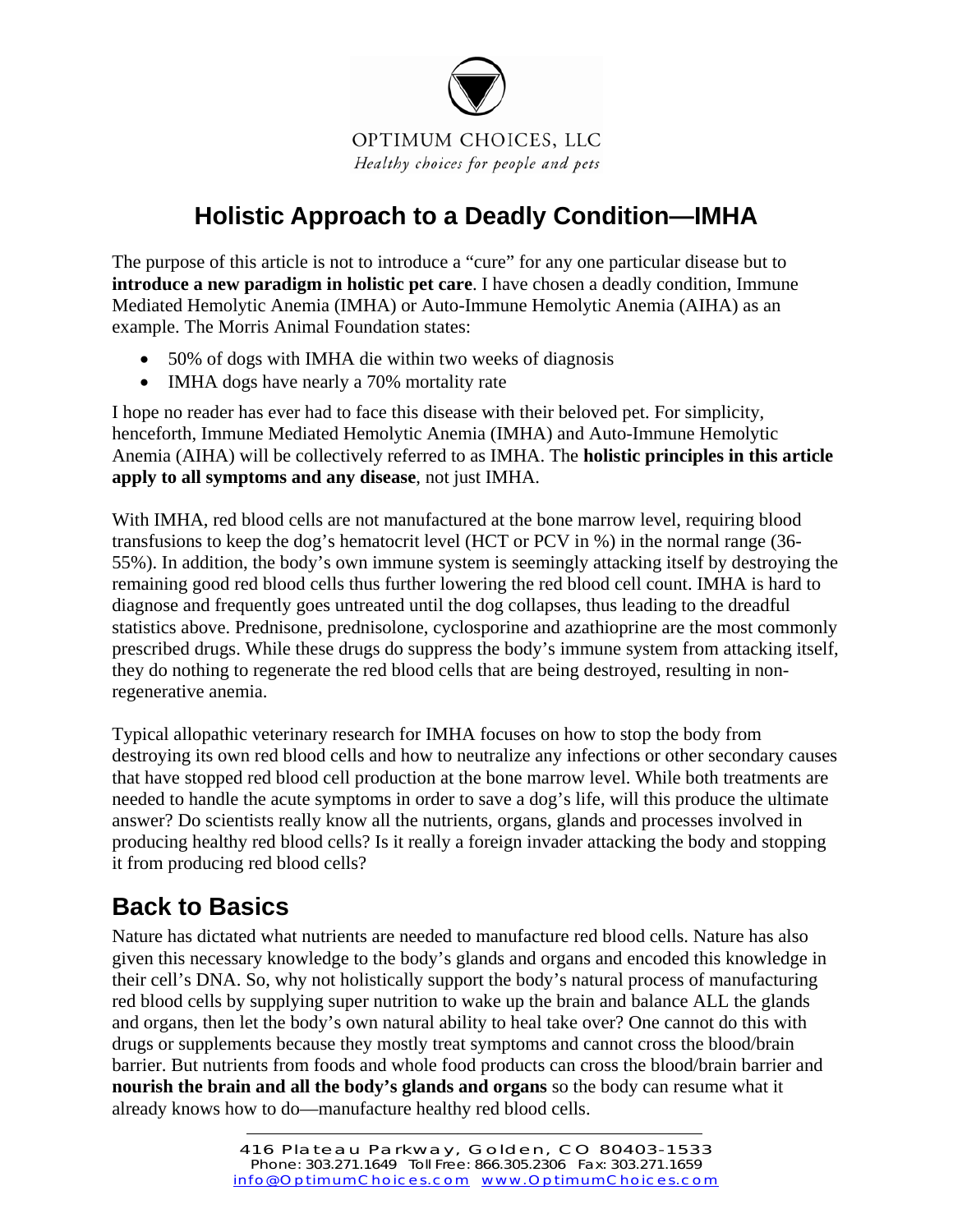OPTIMUM CHOICES, LLC

*Healthy choices for people and pets*

# Holistic Approach to a Deadly Condition—IMHA

The purpose of this article is not to introduce a "cure" for any one particular disease but to **introduce a new paradigm in holistic pet care**. I have chosen a deadly condition, Immune Mediated Hemolytic Anemia (IMHA) or Auto-Immune Hemolytic Anemia (AIHA) as an example. The Morris Animal Foundation states:

- 50% of dogs with IMHA die within two weeks of diagnosis
- IMHA dogs have nearly a 70% mortality rate

I hope no reader has ever had to face this disease with their beloved pet. For simplicity, henceforth, Immune Mediated Hemolytic Anemia (IMHA) and Auto-Immune Hemolytic Anemia (AIHA) will be collectively referred to as IMHA. The **holistic principles in this article apply to all symptoms and any disease**, not just IMHA.

With IMHA, red blood cells are not manufactured at the bone marrow level, requiring blood transfusions to keep the dog's hematocrit level (HCT or PCV in %) in the normal range (36-55%). In addition, the body's own immune system is seemingly attacking itself by destroying the remaining good red blood cells thus further lowering the red blood cell count. IMHA is hard to diagnose and frequently goes untreated until the dog collapses, thus leading to the dreadful statistics above. Prednisone, prednisolone, cyclosporine and azathioprine are the most commonly prescribed drugs. While these drugs do suppress the body's immune system from attacking itself, they do nothing to regenerate the red blood cells that are being destroyed, resulting in non-regenerative anemia.

Typical allopathic veterinary research for IMHA focuses on how to stop the body from destroying its own red blood cells and how to neutralize any infections or other secondary causes that have stopped red blood cell production at the bone marrow level. While both treatments are needed to handle the acute symptoms in order to save a dog's life, will this produce the ultimate answer? Do scientists really know all the nutrients, organs, glands and processes involved in producing healthy red blood cells? Is it really a foreign invader attacking the body and stopping it from producing red blood cells?

## Back to Basics

Nature has dictated what nutrients are needed to manufacture red blood cells. Nature has also given this necessary knowledge to the body's glands and organs and encoded this knowledge in their cell's DNA. So, why not holistically support the body's natural process of manufacturing red blood cells by supplying super nutrition to wake up the brain and balance ALL the glands and organs, then let the body's own natural ability to heal take over? One cannot do this with drugs or supplements because they mostly treat symptoms and cannot cross the blood/brain barrier. But nutrients from foods and whole food products can cross the blood/brain barrier and **nourish the brain and all the body's glands and organs** so the body can resume what it already knows how to do—manufacture healthy red blood cells.

416 Plateau Parkway, Golden, CO 80403-1533
Phone: 303.271.1649 Toll Free: 866.305.2306 Fax: 303.271.1659
info@OptimumChoices.com www.OptimumChoices.com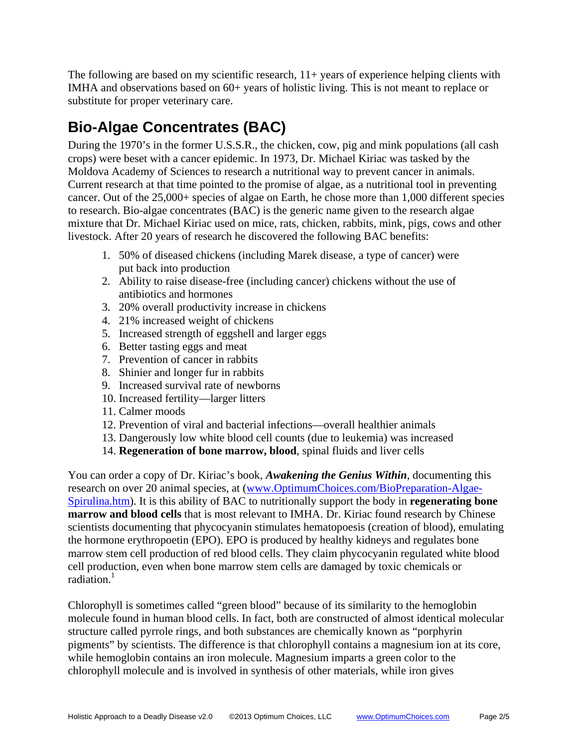The following are based on my scientific research, 11+ years of experience helping clients with IMHA and observations based on 60+ years of holistic living. This is not meant to replace or substitute for proper veterinary care.

## Bio-Algae Concentrates (BAC)

During the 1970's in the former U.S.S.R., the chicken, cow, pig and mink populations (all cash crops) were beset with a cancer epidemic. In 1973, Dr. Michael Kiriac was tasked by the Moldova Academy of Sciences to research a nutritional way to prevent cancer in animals. Current research at that time pointed to the promise of algae, as a nutritional tool in preventing cancer. Out of the 25,000+ species of algae on Earth, he chose more than 1,000 different species to research. Bio-algae concentrates (BAC) is the generic name given to the research algae mixture that Dr. Michael Kiriac used on mice, rats, chicken, rabbits, mink, pigs, cows and other livestock. After 20 years of research he discovered the following BAC benefits:

1. 50% of diseased chickens (including Marek disease, a type of cancer) were put back into production
2. Ability to raise disease-free (including cancer) chickens without the use of antibiotics and hormones
3. 20% overall productivity increase in chickens
4. 21% increased weight of chickens
5. Increased strength of eggshell and larger eggs
6. Better tasting eggs and meat
7. Prevention of cancer in rabbits
8. Shinier and longer fur in rabbits
9. Increased survival rate of newborns
10. Increased fertility—larger litters
11. Calmer moods
12. Prevention of viral and bacterial infections—overall healthier animals
13. Dangerously low white blood cell counts (due to leukemia) was increased
14. **Regeneration of bone marrow, blood**, spinal fluids and liver cells

You can order a copy of Dr. Kiriac's book, ***Awakening the Genius Within***, documenting this research on over 20 animal species, at (www.OptimumChoices.com/BioPreparation-Algae-Spirulina.htm). It is this ability of BAC to nutritionally support the body in **regenerating bone marrow and blood cells** that is most relevant to IMHA. Dr. Kiriac found research by Chinese scientists documenting that phycocyanin stimulates hematopoesis (creation of blood), emulating the hormone erythropoetin (EPO). EPO is produced by healthy kidneys and regulates bone marrow stem cell production of red blood cells. They claim phycocyanin regulated white blood cell production, even when bone marrow stem cells are damaged by toxic chemicals or radiation.[1]

Chlorophyll is sometimes called "green blood" because of its similarity to the hemoglobin molecule found in human blood cells. In fact, both are constructed of almost identical molecular structure called pyrrole rings, and both substances are chemically known as "porphyrin pigments" by scientists. The difference is that chlorophyll contains a magnesium ion at its core, while hemoglobin contains an iron molecule. Magnesium imparts a green color to the chlorophyll molecule and is involved in synthesis of other materials, while iron gives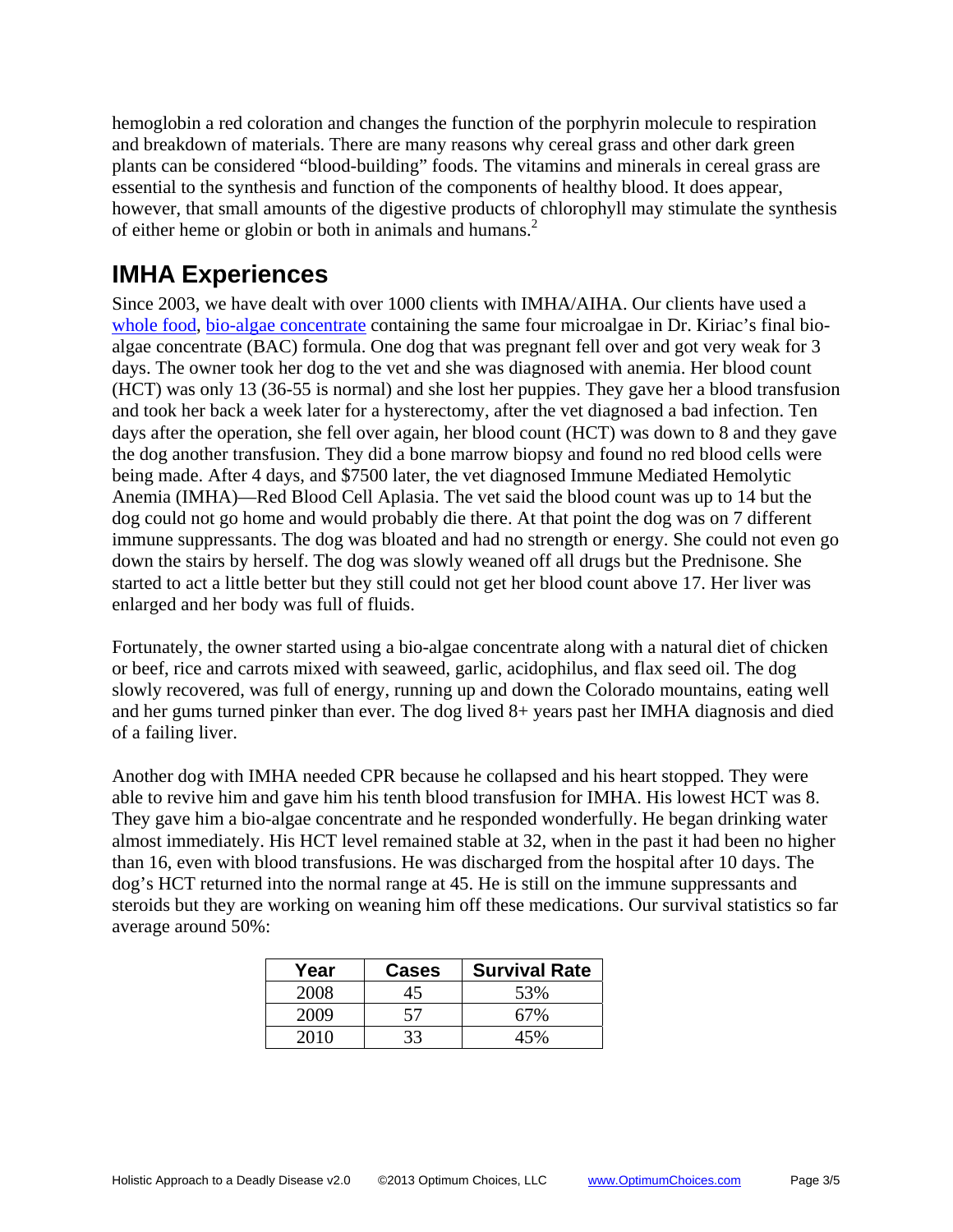hemoglobin a red coloration and changes the function of the porphyrin molecule to respiration and breakdown of materials. There are many reasons why cereal grass and other dark green plants can be considered "blood-building" foods. The vitamins and minerals in cereal grass are essential to the synthesis and function of the components of healthy blood. It does appear, however, that small amounts of the digestive products of chlorophyll may stimulate the synthesis of either heme or globin or both in animals and humans.[2]

## IMHA Experiences

Since 2003, we have dealt with over 1000 clients with IMHA/AIHA. Our clients have used a whole food, bio-algae concentrate containing the same four microalgae in Dr. Kiriac's final bio-algae concentrate (BAC) formula. One dog that was pregnant fell over and got very weak for 3 days. The owner took her dog to the vet and she was diagnosed with anemia. Her blood count (HCT) was only 13 (36-55 is normal) and she lost her puppies. They gave her a blood transfusion and took her back a week later for a hysterectomy, after the vet diagnosed a bad infection. Ten days after the operation, she fell over again, her blood count (HCT) was down to 8 and they gave the dog another transfusion. They did a bone marrow biopsy and found no red blood cells were being made. After 4 days, and $7500 later, the vet diagnosed Immune Mediated Hemolytic Anemia (IMHA)—Red Blood Cell Aplasia. The vet said the blood count was up to 14 but the dog could not go home and would probably die there. At that point the dog was on 7 different immune suppressants. The dog was bloated and had no strength or energy. She could not even go down the stairs by herself. The dog was slowly weaned off all drugs but the Prednisone. She started to act a little better but they still could not get her blood count above 17. Her liver was enlarged and her body was full of fluids.

Fortunately, the owner started using a bio-algae concentrate along with a natural diet of chicken or beef, rice and carrots mixed with seaweed, garlic, acidophilus, and flax seed oil. The dog slowly recovered, was full of energy, running up and down the Colorado mountains, eating well and her gums turned pinker than ever. The dog lived 8+ years past her IMHA diagnosis and died of a failing liver.

Another dog with IMHA needed CPR because he collapsed and his heart stopped. They were able to revive him and gave him his tenth blood transfusion for IMHA. His lowest HCT was 8. They gave him a bio-algae concentrate and he responded wonderfully. He began drinking water almost immediately. His HCT level remained stable at 32, when in the past it had been no higher than 16, even with blood transfusions. He was discharged from the hospital after 10 days. The dog's HCT returned into the normal range at 45. He is still on the immune suppressants and steroids but they are working on weaning him off these medications. Our survival statistics so far average around 50%:

| Year | Cases | Survival Rate |
|---|---|---|
| 2008 | 45 | 53% |
| 2009 | 57 | 67% |
| 2010 | 33 | 45% |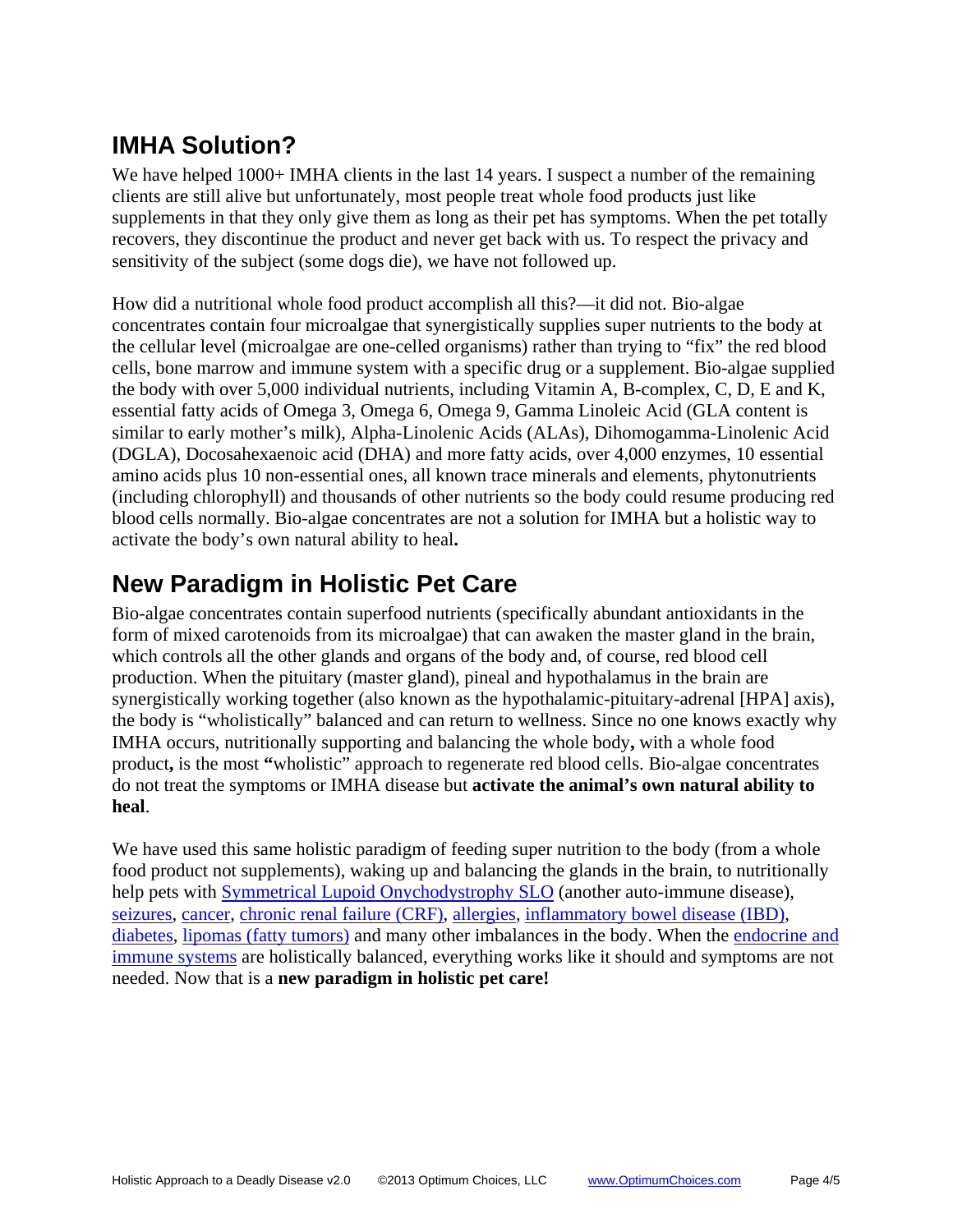## IMHA Solution?

We have helped 1000+ IMHA clients in the last 14 years. I suspect a number of the remaining clients are still alive but unfortunately, most people treat whole food products just like supplements in that they only give them as long as their pet has symptoms. When the pet totally recovers, they discontinue the product and never get back with us. To respect the privacy and sensitivity of the subject (some dogs die), we have not followed up.

How did a nutritional whole food product accomplish all this?—it did not. Bio-algae concentrates contain four microalgae that synergistically supplies super nutrients to the body at the cellular level (microalgae are one-celled organisms) rather than trying to "fix" the red blood cells, bone marrow and immune system with a specific drug or a supplement. Bio-algae supplied the body with over 5,000 individual nutrients, including Vitamin A, B-complex, C, D, E and K, essential fatty acids of Omega 3, Omega 6, Omega 9, Gamma Linoleic Acid (GLA content is similar to early mother's milk), Alpha-Linolenic Acids (ALAs), Dihomogamma-Linolenic Acid (DGLA), Docosahexaenoic acid (DHA) and more fatty acids, over 4,000 enzymes, 10 essential amino acids plus 10 non-essential ones, all known trace minerals and elements, phytonutrients (including chlorophyll) and thousands of other nutrients so the body could resume producing red blood cells normally. Bio-algae concentrates are not a solution for IMHA but a holistic way to activate the body's own natural ability to heal**.**

## New Paradigm in Holistic Pet Care

Bio-algae concentrates contain superfood nutrients (specifically abundant antioxidants in the form of mixed carotenoids from its microalgae) that can awaken the master gland in the brain, which controls all the other glands and organs of the body and, of course, red blood cell production. When the pituitary (master gland), pineal and hypothalamus in the brain are synergistically working together (also known as the hypothalamic-pituitary-adrenal [HPA] axis), the body is "wholistically" balanced and can return to wellness. Since no one knows exactly why IMHA occurs, nutritionally supporting and balancing the whole body**,** with a whole food product**,** is the most **"**wholistic" approach to regenerate red blood cells. Bio-algae concentrates do not treat the symptoms or IMHA disease but **activate the animal's own natural ability to heal**.

We have used this same holistic paradigm of feeding super nutrition to the body (from a whole food product not supplements), waking up and balancing the glands in the brain, to nutritionally help pets with Symmetrical Lupoid Onychodystrophy SLO (another auto-immune disease), seizures, cancer, chronic renal failure (CRF), allergies, inflammatory bowel disease (IBD), diabetes, lipomas (fatty tumors) and many other imbalances in the body. When the endocrine and immune systems are holistically balanced, everything works like it should and symptoms are not needed. Now that is a **new paradigm in holistic pet care!**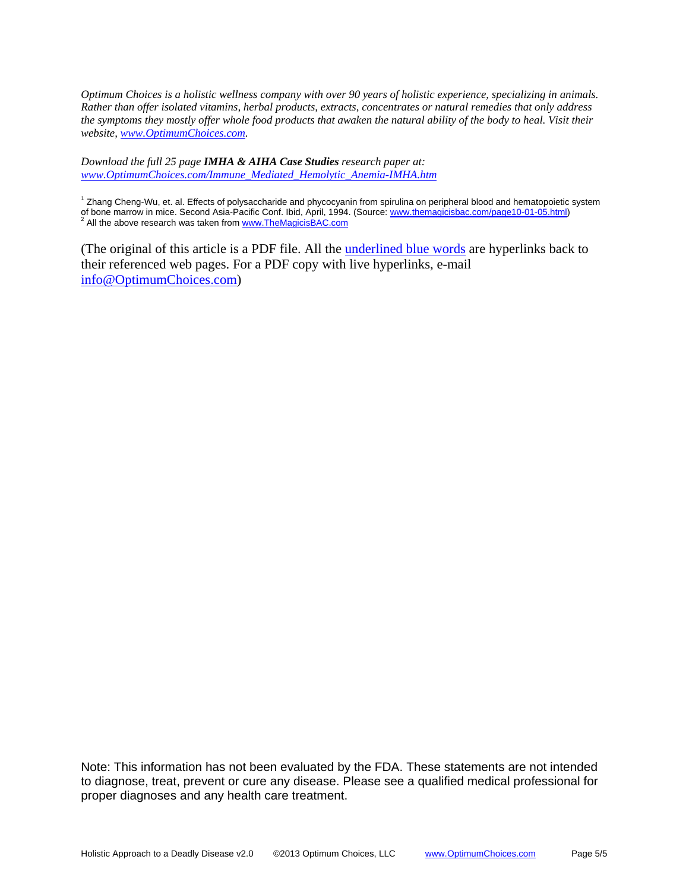*Optimum Choices is a holistic wellness company with over 90 years of holistic experience, specializing in animals. Rather than offer isolated vitamins, herbal products, extracts, concentrates or natural remedies that only address the symptoms they mostly offer whole food products that awaken the natural ability of the body to heal. Visit their website, www.OptimumChoices.com.*

*Download the full 25 page **IMHA & AIHA Case Studies** research paper at: www.OptimumChoices.com/Immune_Mediated_Hemolytic_Anemia-IMHA.htm*

[1] Zhang Cheng-Wu, et. al. Effects of polysaccharide and phycocyanin from spirulina on peripheral blood and hematopoietic system of bone marrow in mice. Second Asia-Pacific Conf. Ibid, April, 1994. (Source: www.themagicisbac.com/page10-01-05.html)
[2] All the above research was taken from www.TheMagicisBAC.com

(The original of this article is a PDF file. All the underlined blue words are hyperlinks back to their referenced web pages. For a PDF copy with live hyperlinks, e-mail info@OptimumChoices.com)

Note: This information has not been evaluated by the FDA. These statements are not intended to diagnose, treat, prevent or cure any disease. Please see a qualified medical professional for proper diagnoses and any health care treatment.